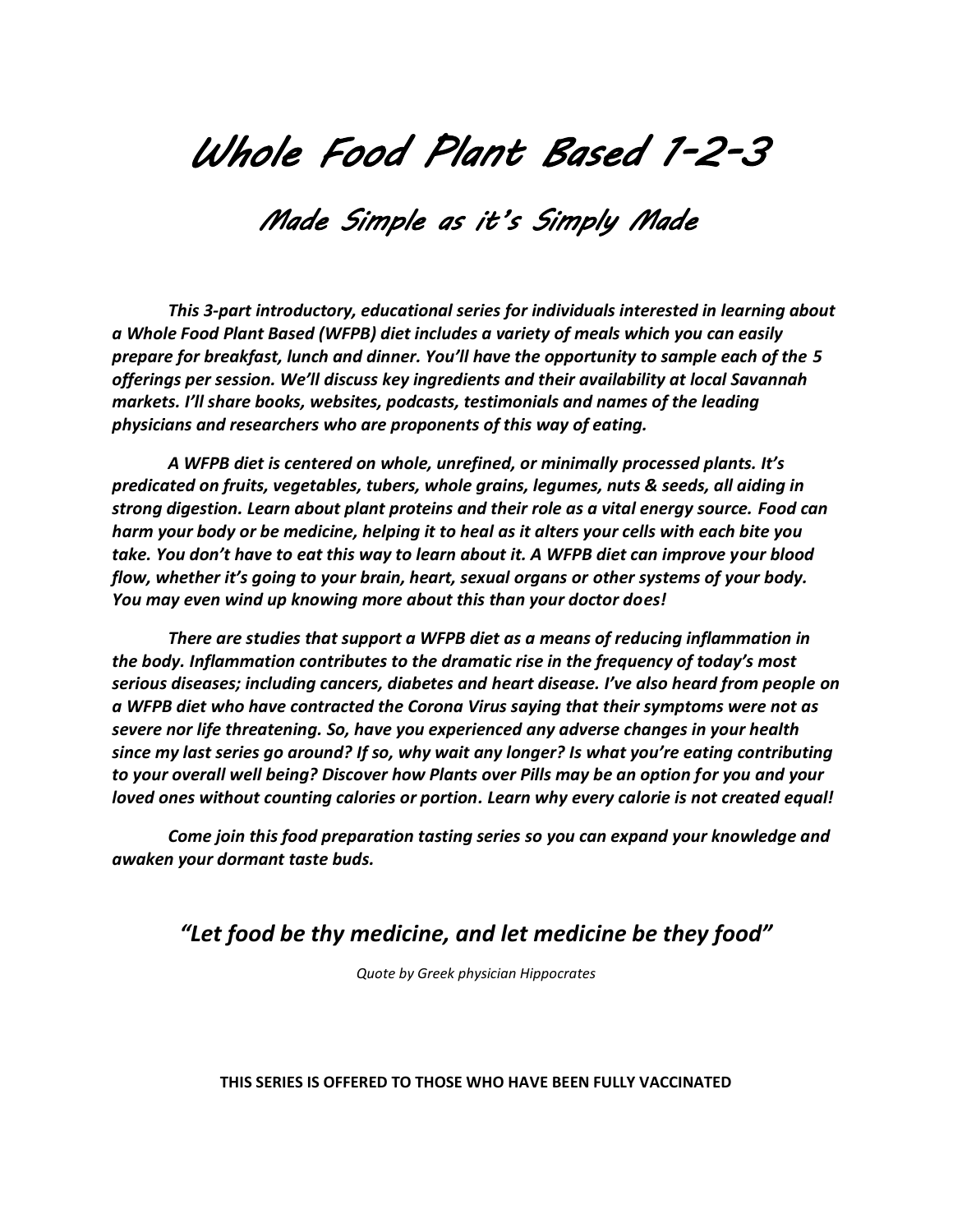# Whole Food Plant Based 1-2-3

## Made Simple as it's Simply Made

***This 3-part introductory, educational series for individuals interested in learning about a Whole Food Plant Based (WFPB) diet includes a variety of meals which you can easily prepare for breakfast, lunch and dinner. You'll have the opportunity to sample each of the 5 offerings per session. We'll discuss key ingredients and their availability at local Savannah markets. I'll share books, websites, podcasts, testimonials and names of the leading physicians and researchers who are proponents of this way of eating.***

***A WFPB diet is centered on whole, unrefined, or minimally processed plants. It's predicated on fruits, vegetables, tubers, whole grains, legumes, nuts & seeds, all aiding in strong digestion. Learn about plant proteins and their role as a vital energy source. Food can harm your body or be medicine, helping it to heal as it alters your cells with each bite you take. You don't have to eat this way to learn about it. A WFPB diet can improve your blood flow, whether it's going to your brain, heart, sexual organs or other systems of your body. You may even wind up knowing more about this than your doctor does!***

***There are studies that support a WFPB diet as a means of reducing inflammation in the body. Inflammation contributes to the dramatic rise in the frequency of today's most serious diseases; including cancers, diabetes and heart disease. I've also heard from people on a WFPB diet who have contracted the Corona Virus saying that their symptoms were not as severe nor life threatening. So, have you experienced any adverse changes in your health since my last series go around? If so, why wait any longer? Is what you're eating contributing to your overall well being? Discover how Plants over Pills may be an option for you and your loved ones without counting calories or portion. Learn why every calorie is not created equal!***

***Come join this food preparation tasting series so you can expand your knowledge and awaken your dormant taste buds.***

### *"Let food be thy medicine, and let medicine be they food"*

*Quote by Greek physician Hippocrates*

**THIS SERIES IS OFFERED TO THOSE WHO HAVE BEEN FULLY VACCINATED**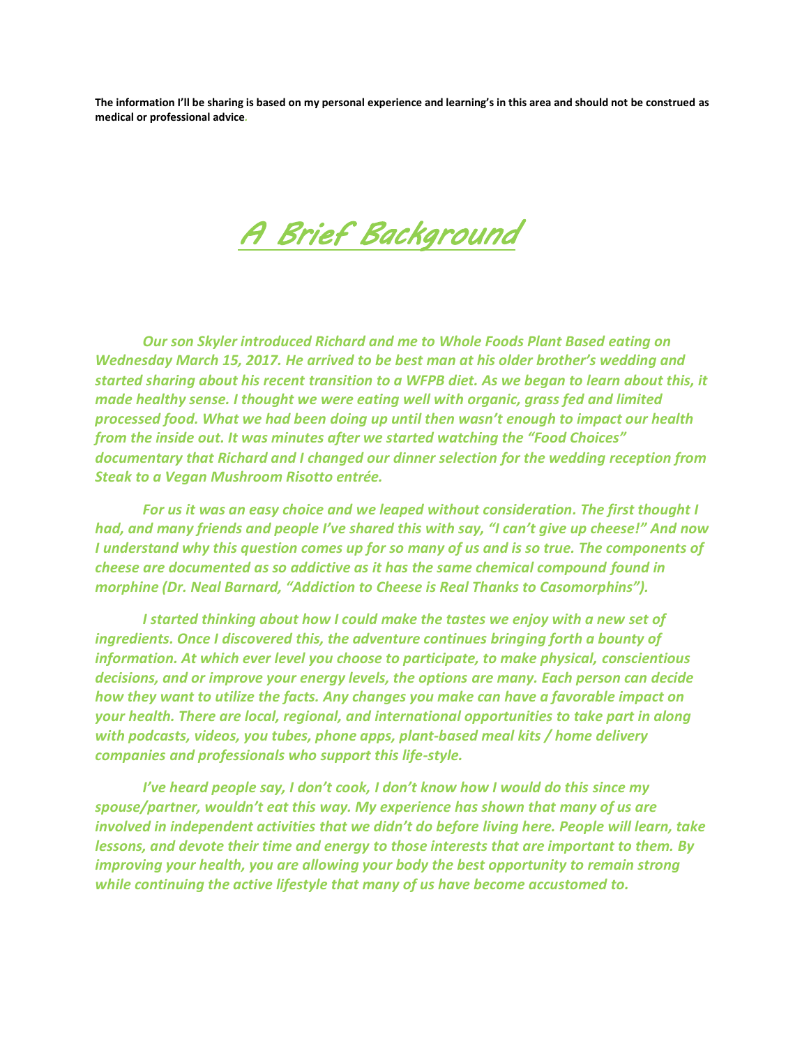**The information I'll be sharing is based on my personal experience and learning's in this area and should not be construed as medical or professional advice.**

# A Brief Background

*Our son Skyler introduced Richard and me to Whole Foods Plant Based eating on Wednesday March 15, 2017. He arrived to be best man at his older brother's wedding and started sharing about his recent transition to a WFPB diet. As we began to learn about this, it made healthy sense. I thought we were eating well with organic, grass fed and limited processed food. What we had been doing up until then wasn't enough to impact our health from the inside out. It was minutes after we started watching the "Food Choices" documentary that Richard and I changed our dinner selection for the wedding reception from Steak to a Vegan Mushroom Risotto entrée.*

*For us it was an easy choice and we leaped without consideration. The first thought I had, and many friends and people I've shared this with say, "I can't give up cheese!" And now I understand why this question comes up for so many of us and is so true. The components of cheese are documented as so addictive as it has the same chemical compound found in morphine (Dr. Neal Barnard, "Addiction to Cheese is Real Thanks to Casomorphins").*

*I started thinking about how I could make the tastes we enjoy with a new set of ingredients. Once I discovered this, the adventure continues bringing forth a bounty of information. At which ever level you choose to participate, to make physical, conscientious decisions, and or improve your energy levels, the options are many. Each person can decide how they want to utilize the facts. Any changes you make can have a favorable impact on your health. There are local, regional, and international opportunities to take part in along with podcasts, videos, you tubes, phone apps, plant-based meal kits / home delivery companies and professionals who support this life-style.*

*I've heard people say, I don't cook, I don't know how I would do this since my spouse/partner, wouldn't eat this way. My experience has shown that many of us are involved in independent activities that we didn't do before living here. People will learn, take lessons, and devote their time and energy to those interests that are important to them. By improving your health, you are allowing your body the best opportunity to remain strong while continuing the active lifestyle that many of us have become accustomed to.*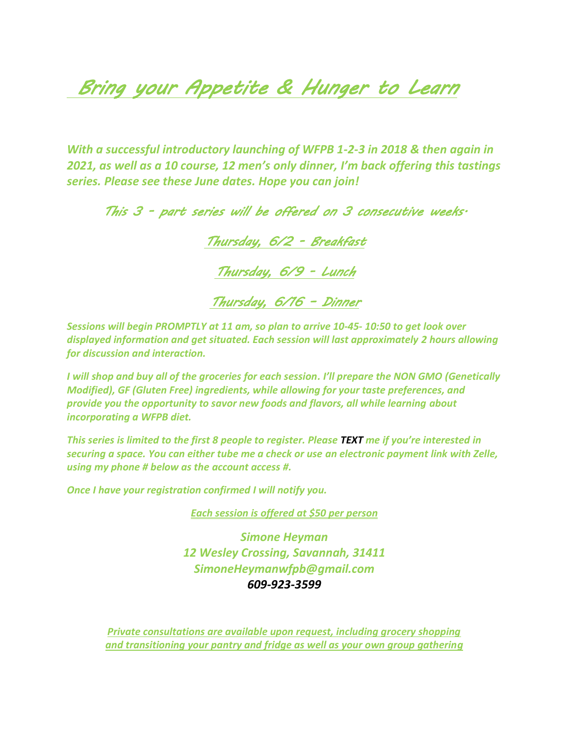# Bring your Appetite & Hunger to Learn

***With a successful introductory launching of WFPB 1-2-3 in 2018 & then again in 2021, as well as a 10 course, 12 men's only dinner, I'm back offering this tastings series. Please see these June dates. Hope you can join!***

*This 3 - part series will be offered on 3 consecutive weeks.*

*Thursday, 6/2 - Breakfast*

*Thursday, 6/9 - Lunch*

*Thursday, 6/16 – Dinner*

***Sessions will begin PROMPTLY at 11 am, so plan to arrive 10-45- 10:50 to get look over displayed information and get situated. Each session will last approximately 2 hours allowing for discussion and interaction.***

***I will shop and buy all of the groceries for each session. I'll prepare the NON GMO (Genetically Modified), GF (Gluten Free) ingredients, while allowing for your taste preferences, and provide you the opportunity to savor new foods and flavors, all while learning about incorporating a WFPB diet.***

***This series is limited to the first 8 people to register. Please TEXT me if you're interested in securing a space. You can either tube me a check or use an electronic payment link with Zelle, using my phone # below as the account access #.***

***Once I have your registration confirmed I will notify you.***

***Each session is offered at $50 per person***

***Simone Heyman***
***12 Wesley Crossing, Savannah, 31411***
***SimoneHeymanwfpb@gmail.com***
***609-923-3599***

***Private consultations are available upon request, including grocery shopping and transitioning your pantry and fridge as well as your own group gathering***